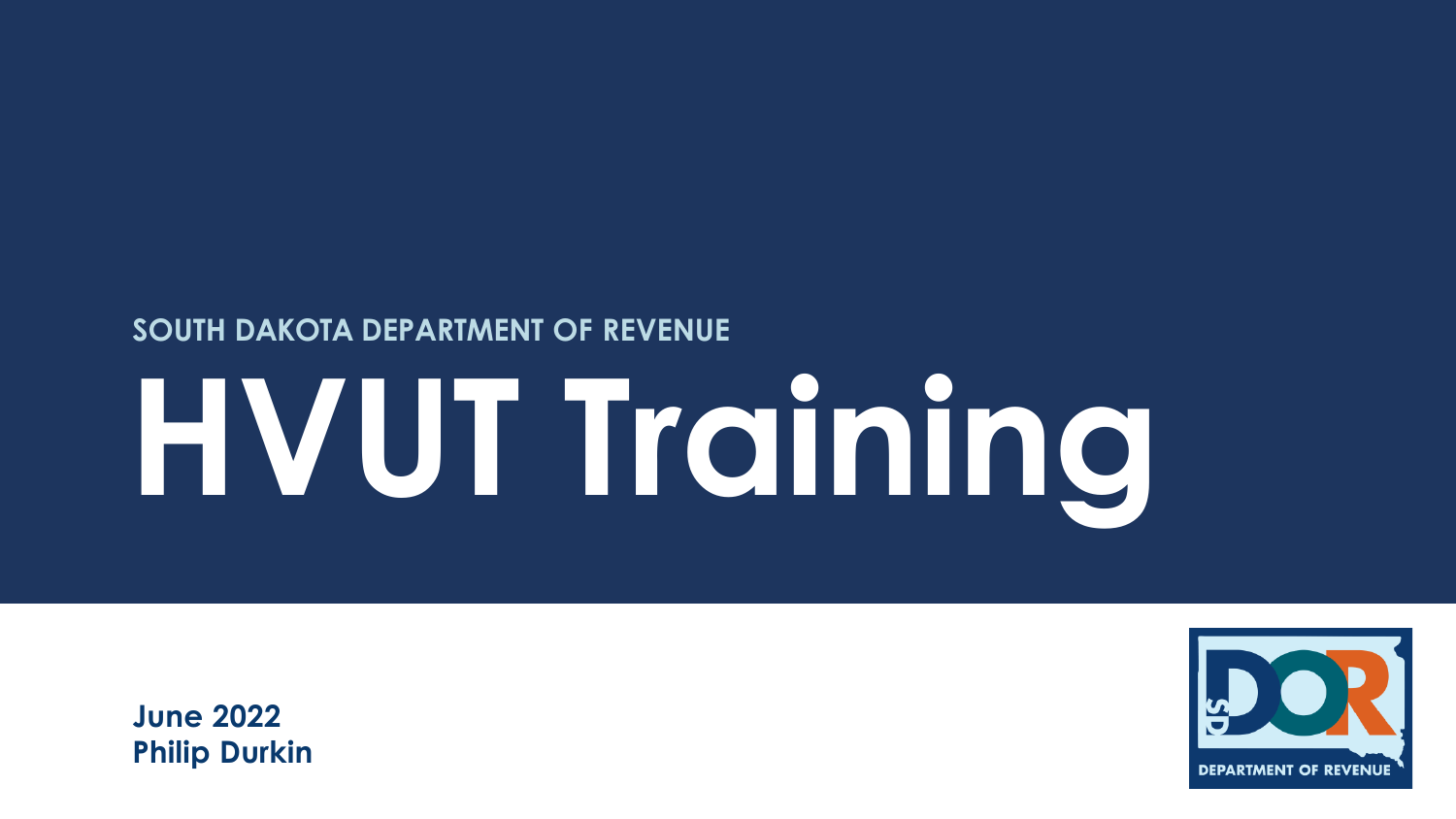SOUTH DAKOTA DEPARTMENT OF REVENUE

# HVUT Training

**June 2022**
**Philip Durkin**

SD DOR
DEPARTMENT OF REVENUE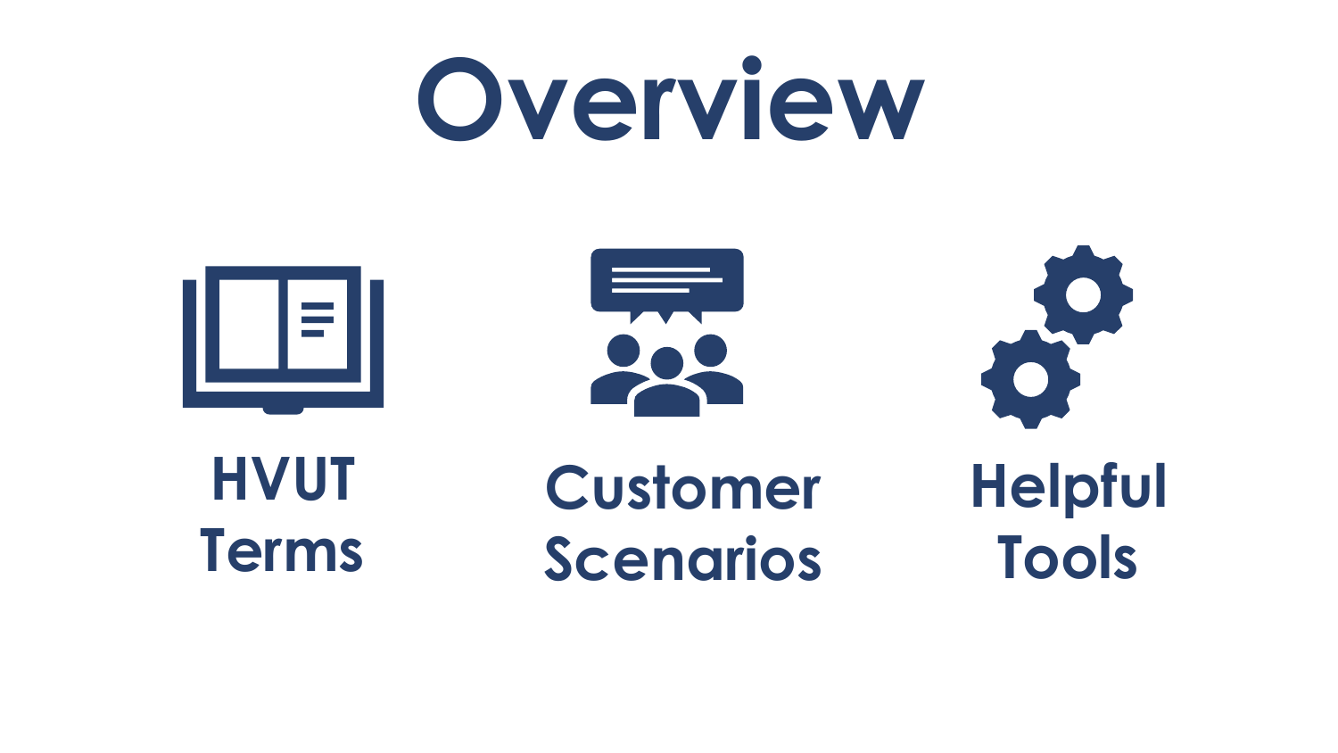# Overview

HVUT Terms

Customer Scenarios

Helpful Tools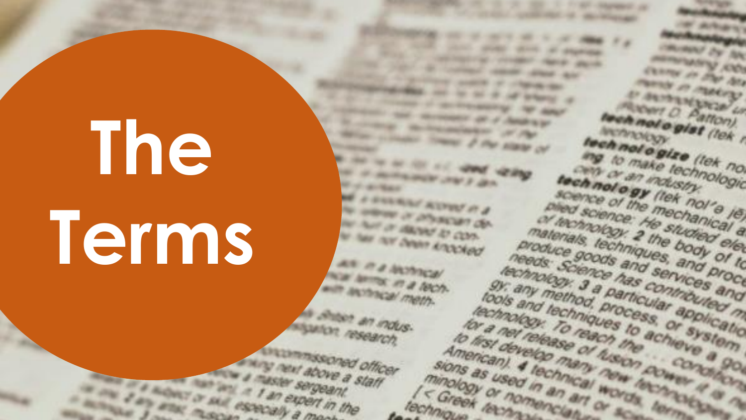# The Terms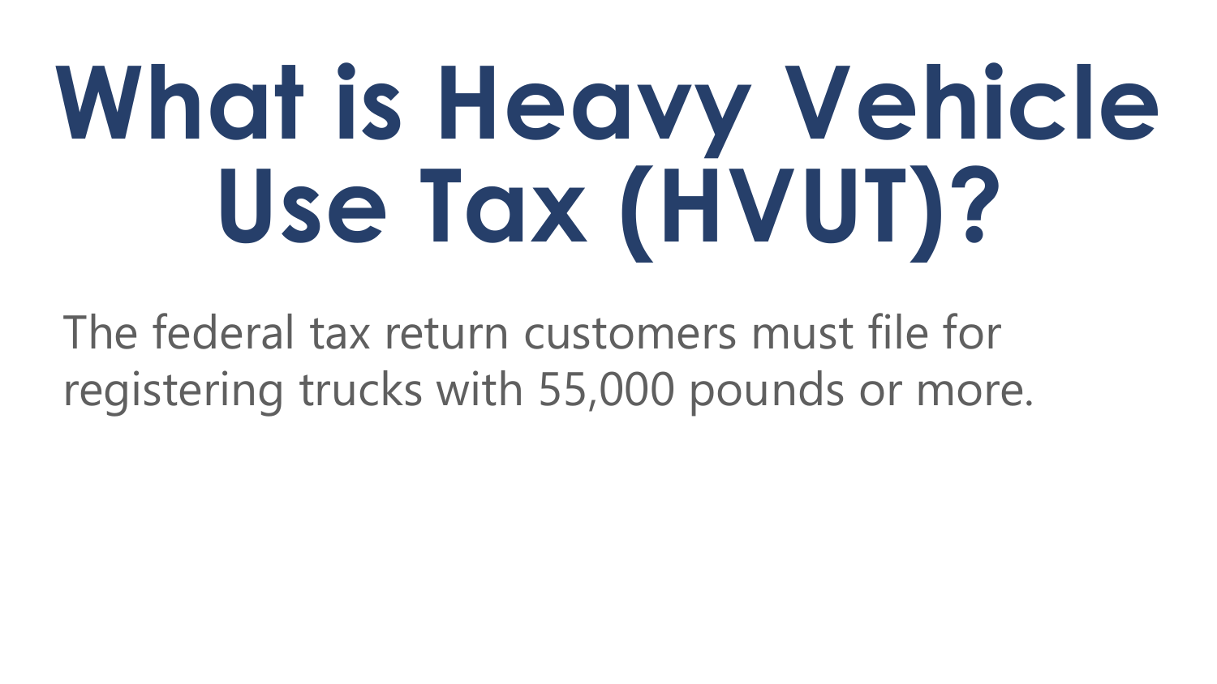# What is Heavy Vehicle Use Tax (HVUT)?

The federal tax return customers must file for registering trucks with 55,000 pounds or more.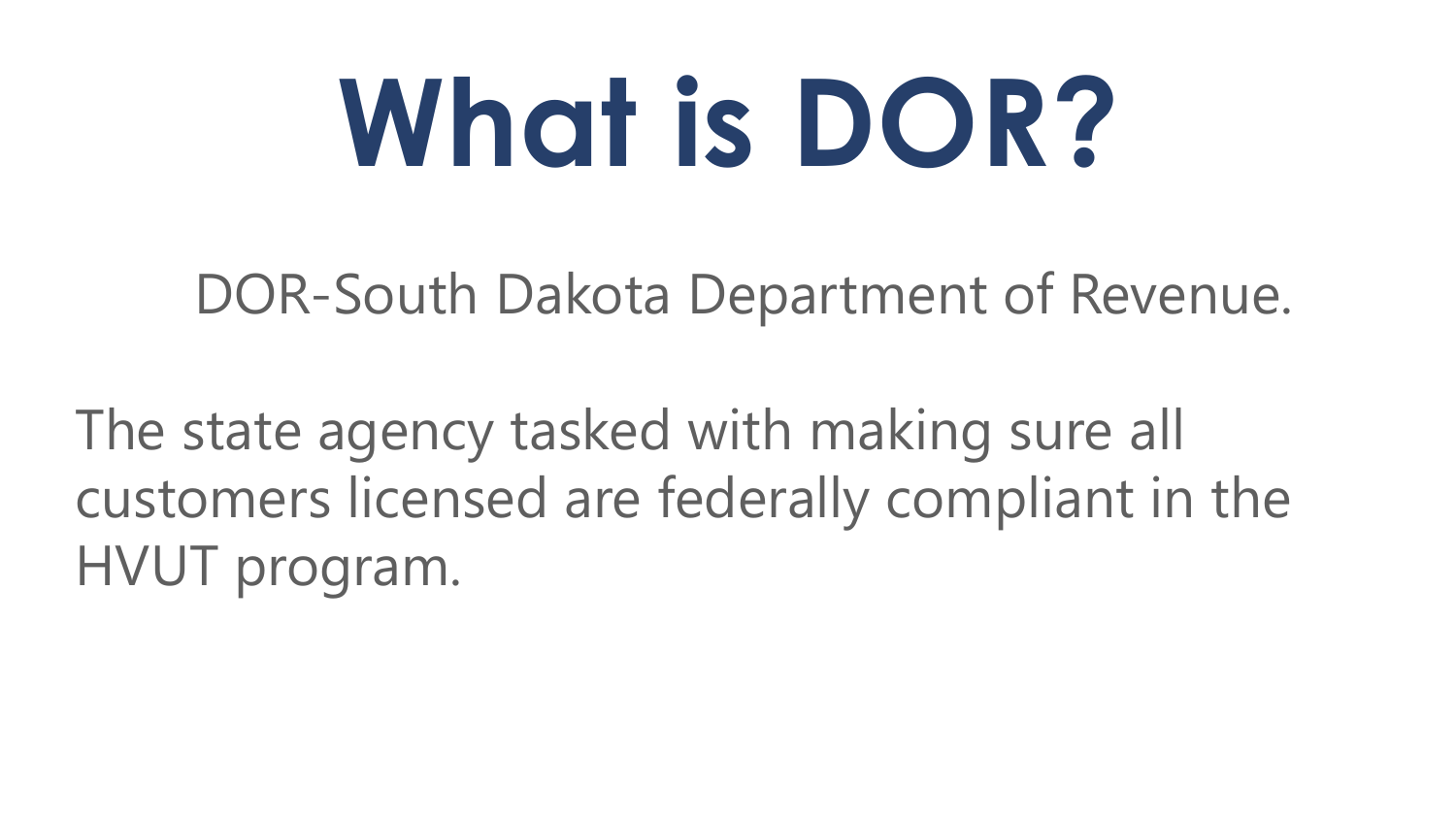# What is DOR?

DOR-South Dakota Department of Revenue.

The state agency tasked with making sure all customers licensed are federally compliant in the HVUT program.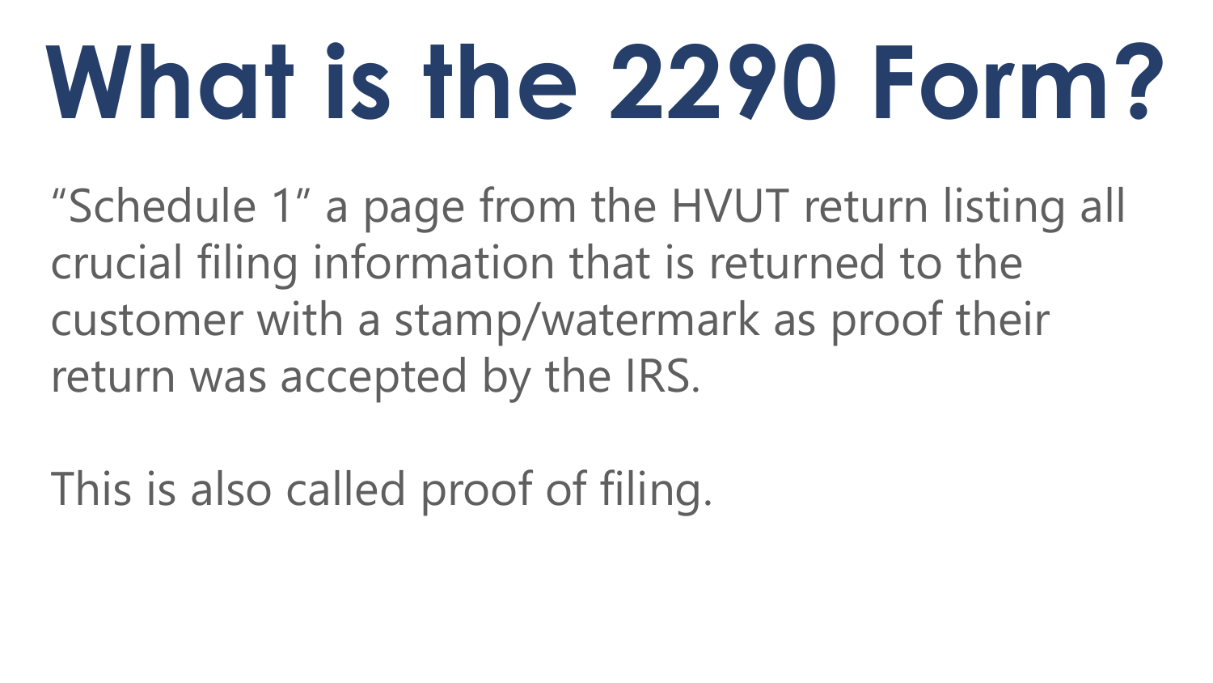# What is the 2290 Form?

“Schedule 1” a page from the HVUT return listing all crucial filing information that is returned to the customer with a stamp/watermark as proof their return was accepted by the IRS.

This is also called proof of filing.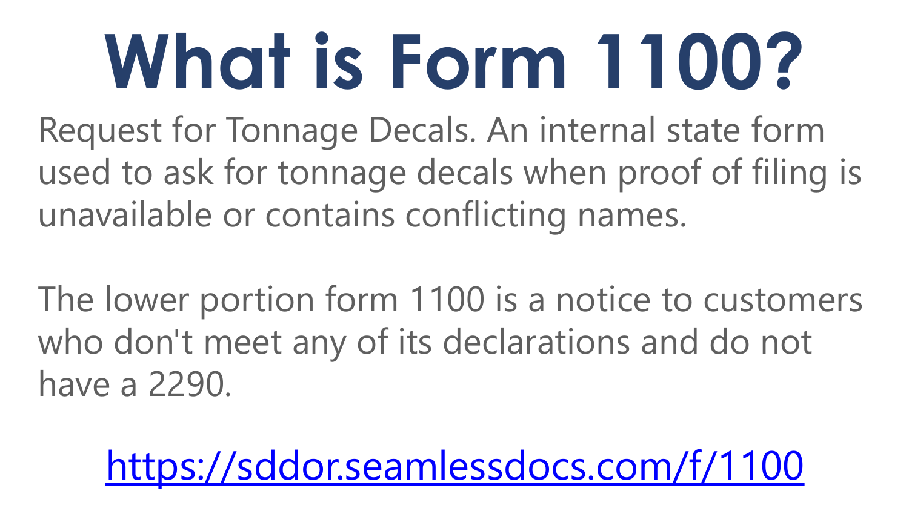# What is Form 1100?

Request for Tonnage Decals. An internal state form used to ask for tonnage decals when proof of filing is unavailable or contains conflicting names.

The lower portion form 1100 is a notice to customers who don't meet any of its declarations and do not have a 2290.

https://sddor.seamlessdocs.com/f/1100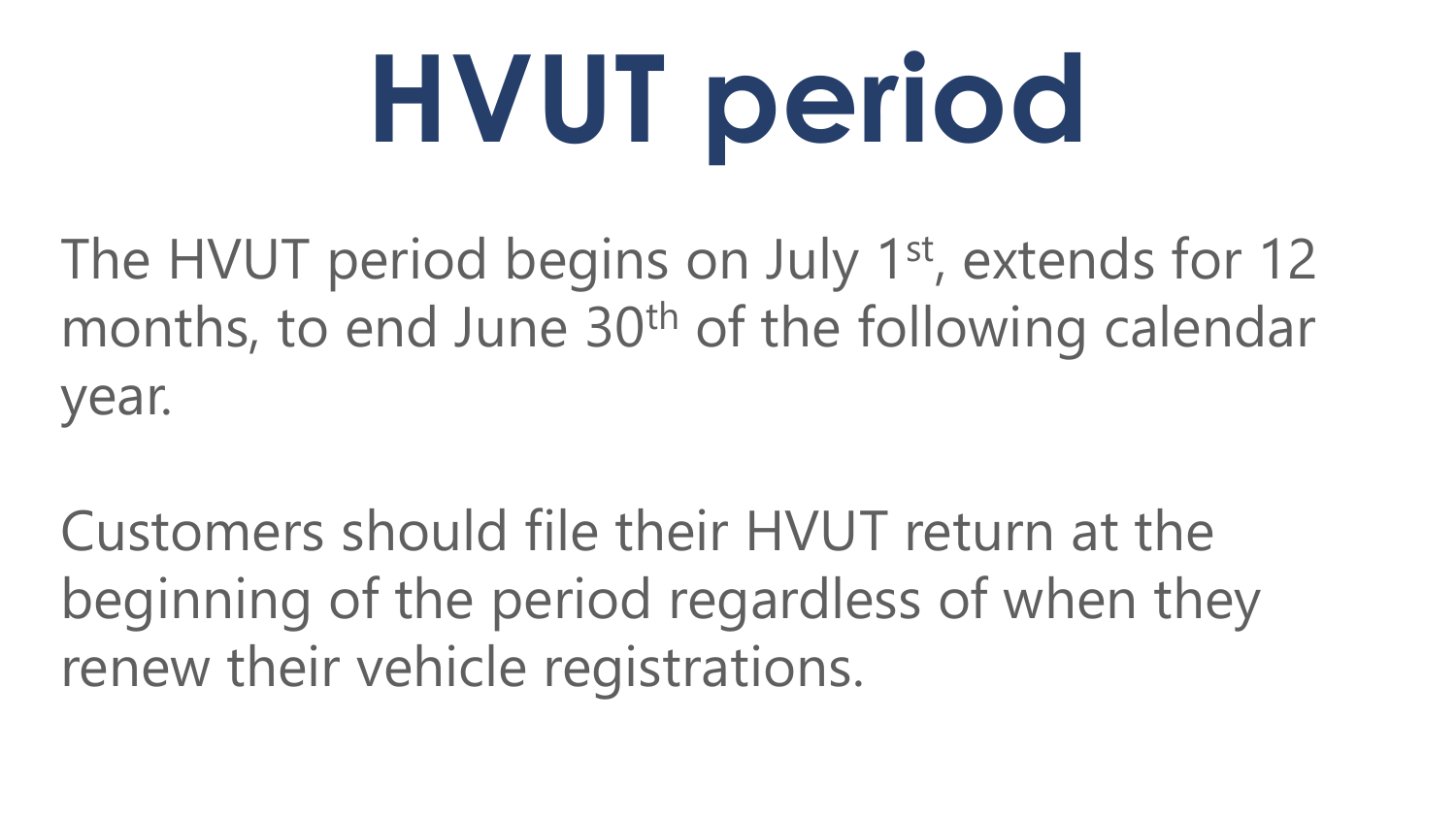# HVUT period

The HVUT period begins on July 1st, extends for 12 months, to end June 30th of the following calendar year.

Customers should file their HVUT return at the beginning of the period regardless of when they renew their vehicle registrations.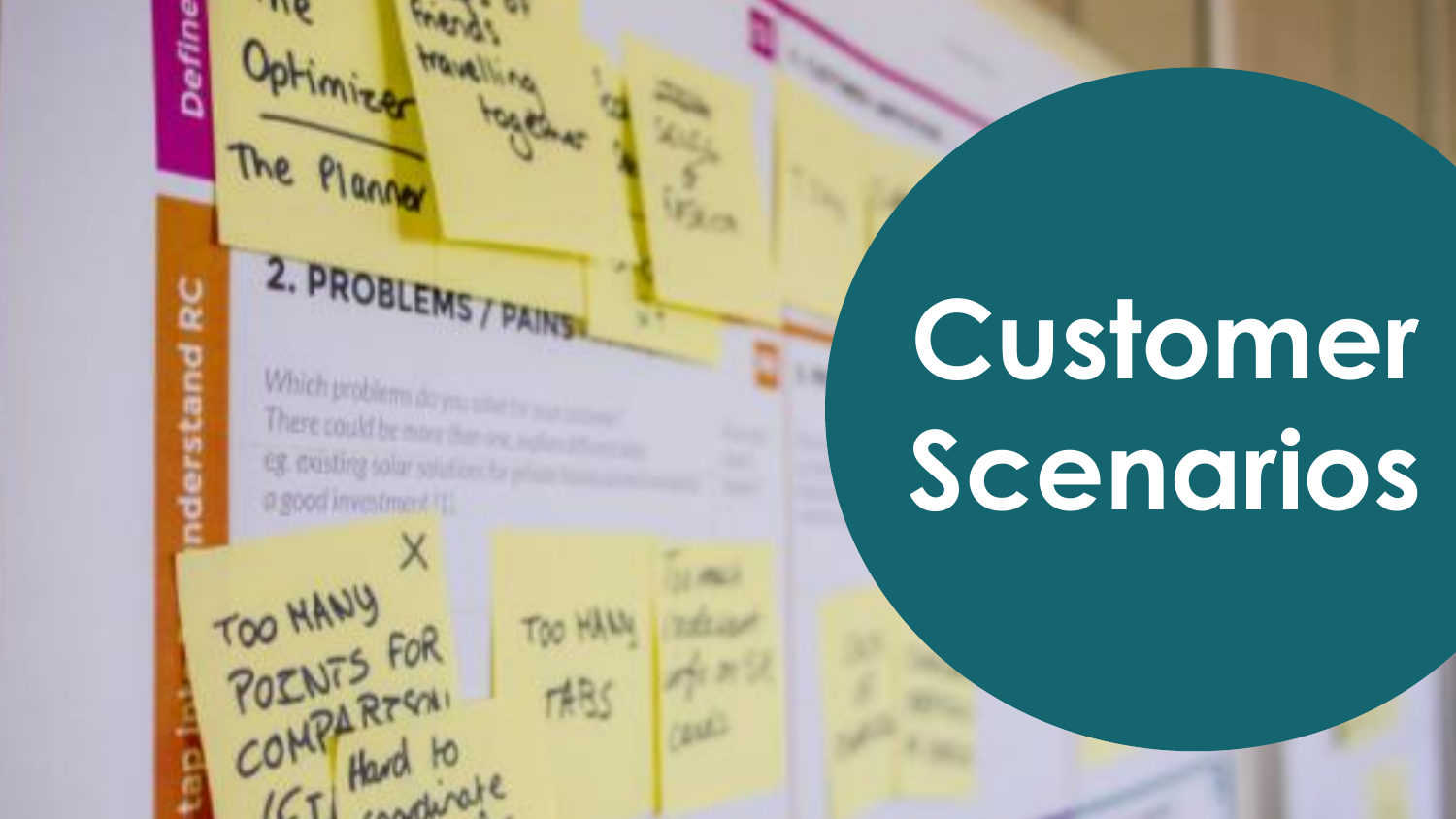# Customer Scenarios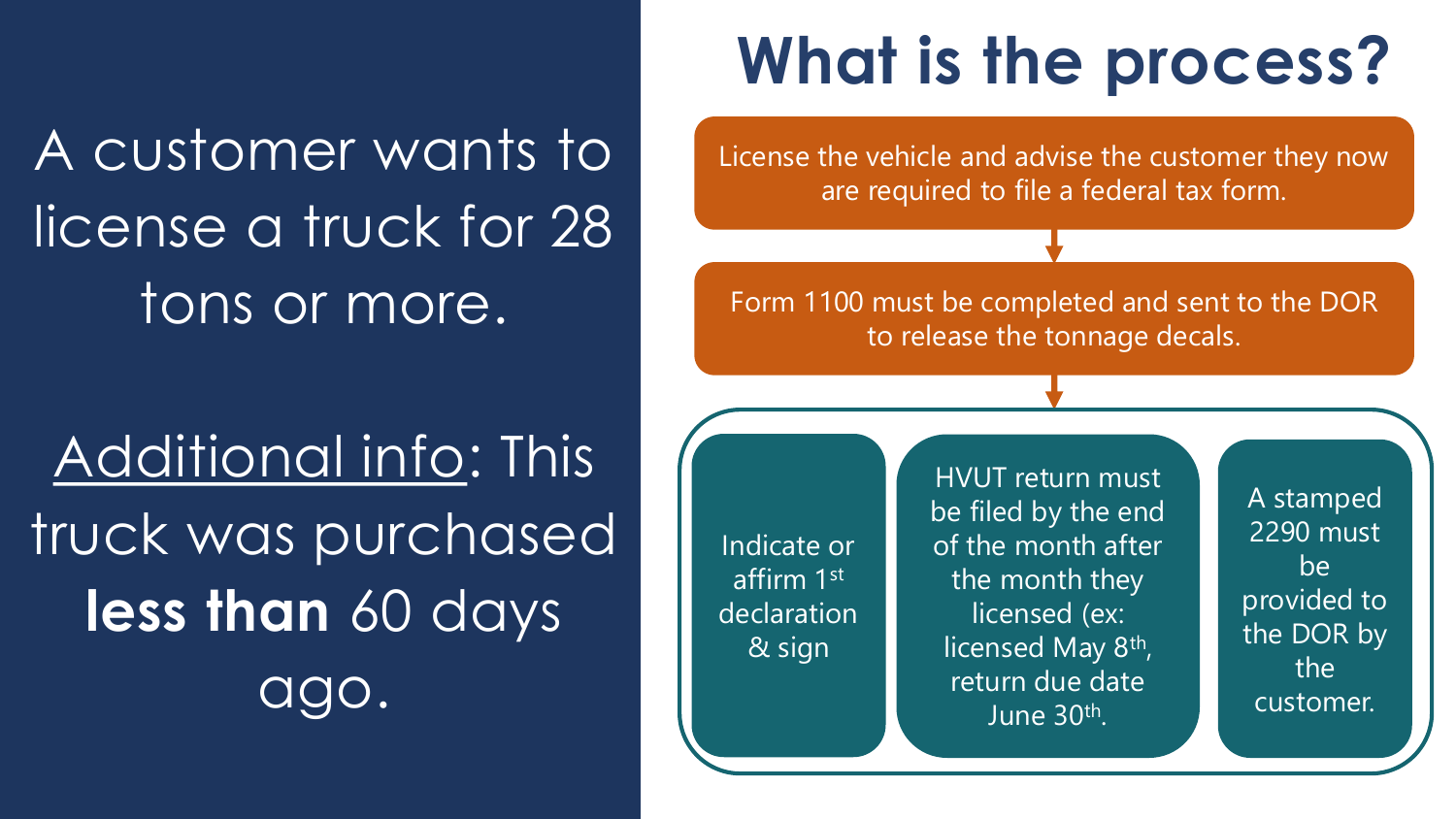A customer wants to license a truck for 28 tons or more.

Additional info: This truck was purchased **less than** 60 days ago.

# What is the process?

License the vehicle and advise the customer they now are required to file a federal tax form.

Form 1100 must be completed and sent to the DOR to release the tonnage decals.

- Indicate or affirm 1st declaration & sign
- HVUT return must be filed by the end of the month after the month they licensed (ex: licensed May 8th, return due date June 30th.
- A stamped 2290 must be provided to the DOR by the customer.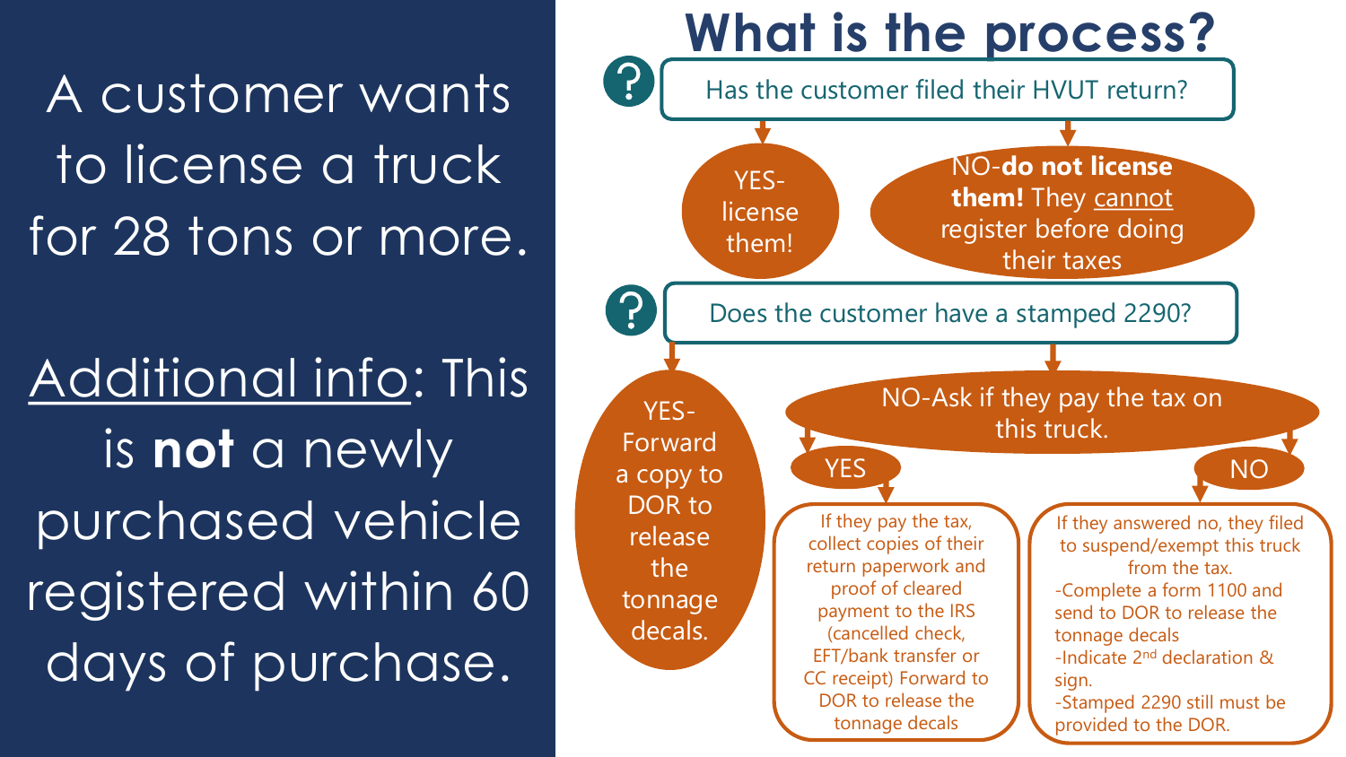A customer wants to license a truck for 28 tons or more.

Additional info: This is **not** a newly purchased vehicle registered within 60 days of purchase.

# What is the process?

**Has the customer filed their HVUT return?**

- YES- license them!
- NO-**do not license them!** They cannot register before doing their taxes

**Does the customer have a stamped 2290?**

- YES- Forward a copy to DOR to release the tonnage decals.
- NO-Ask if they pay the tax on this truck.
  - YES: If they pay the tax, collect copies of their return paperwork and proof of cleared payment to the IRS (cancelled check, EFT/bank transfer or CC receipt) Forward to DOR to release the tonnage decals
  - NO: If they answered no, they filed to suspend/exempt this truck from the tax.
    - -Complete a form 1100 and send to DOR to release the tonnage decals
    - -Indicate 2nd declaration & sign.
    - -Stamped 2290 still must be provided to the DOR.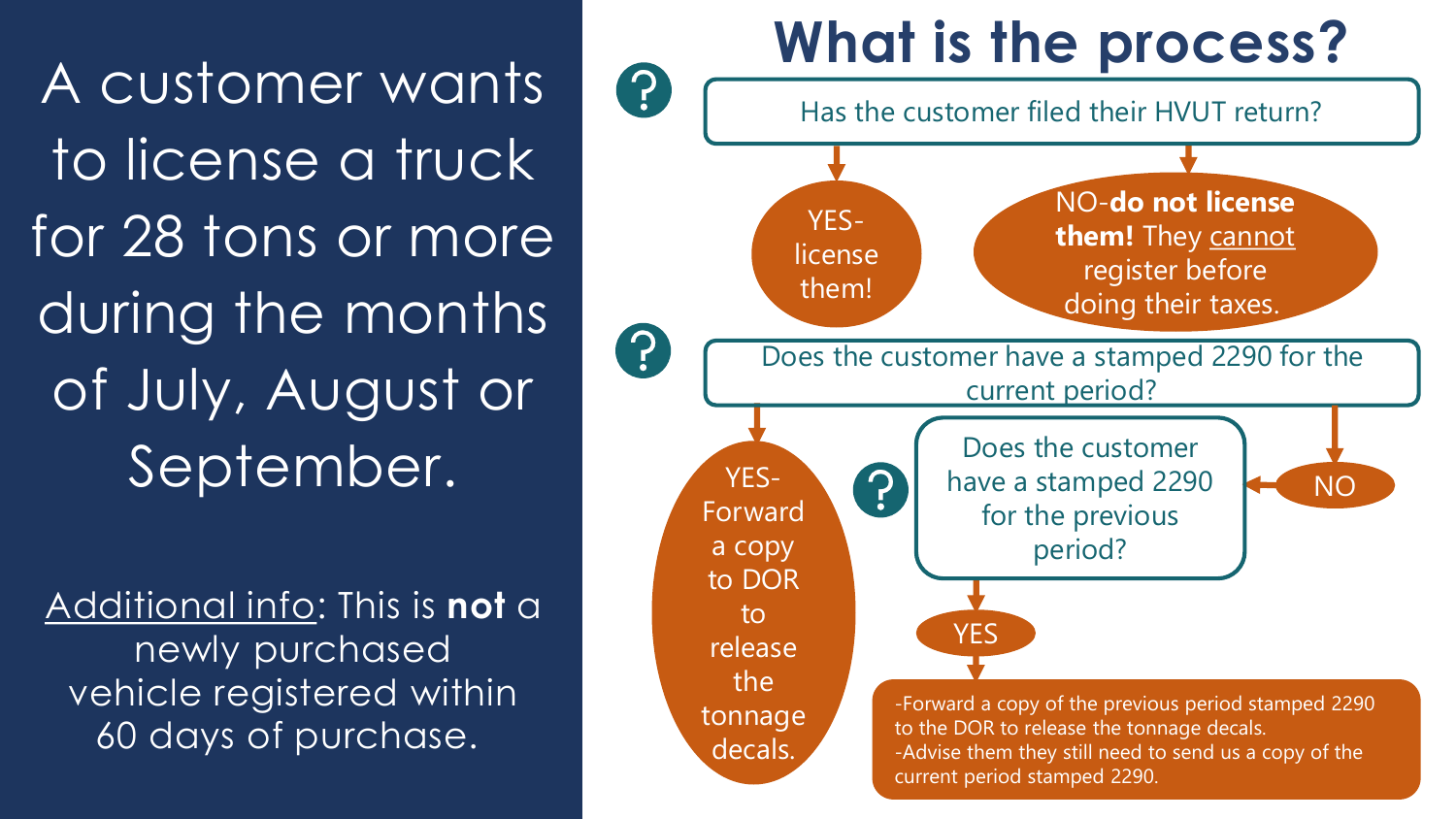A customer wants to license a truck for 28 tons or more during the months of July, August or September.

<u>Additional info</u>: This is **not** a newly purchased vehicle registered within 60 days of purchase.

# What is the process?

**?** Has the customer filed their HVUT return?

- YES- license them!
- NO-**do not license them!** They <u>cannot</u> register before doing their taxes.

**?** Does the customer have a stamped 2290 for the current period?

- YES- Forward a copy to DOR to release the tonnage decals.
- NO

**?** Does the customer have a stamped 2290 for the previous period?

- YES

-Forward a copy of the previous period stamped 2290 to the DOR to release the tonnage decals.
-Advise them they still need to send us a copy of the current period stamped 2290.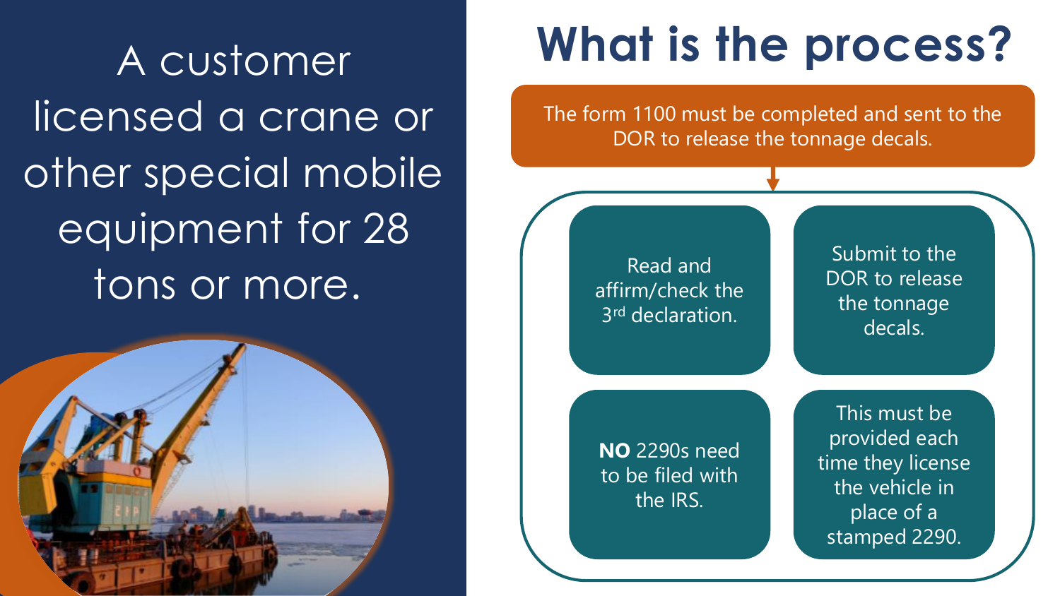A customer licensed a crane or other special mobile equipment for 28 tons or more.

# What is the process?

The form 1100 must be completed and sent to the DOR to release the tonnage decals.

- Read and affirm/check the 3rd declaration.
- Submit to the DOR to release the tonnage decals.
- **NO** 2290s need to be filed with the IRS.
- This must be provided each time they license the vehicle in place of a stamped 2290.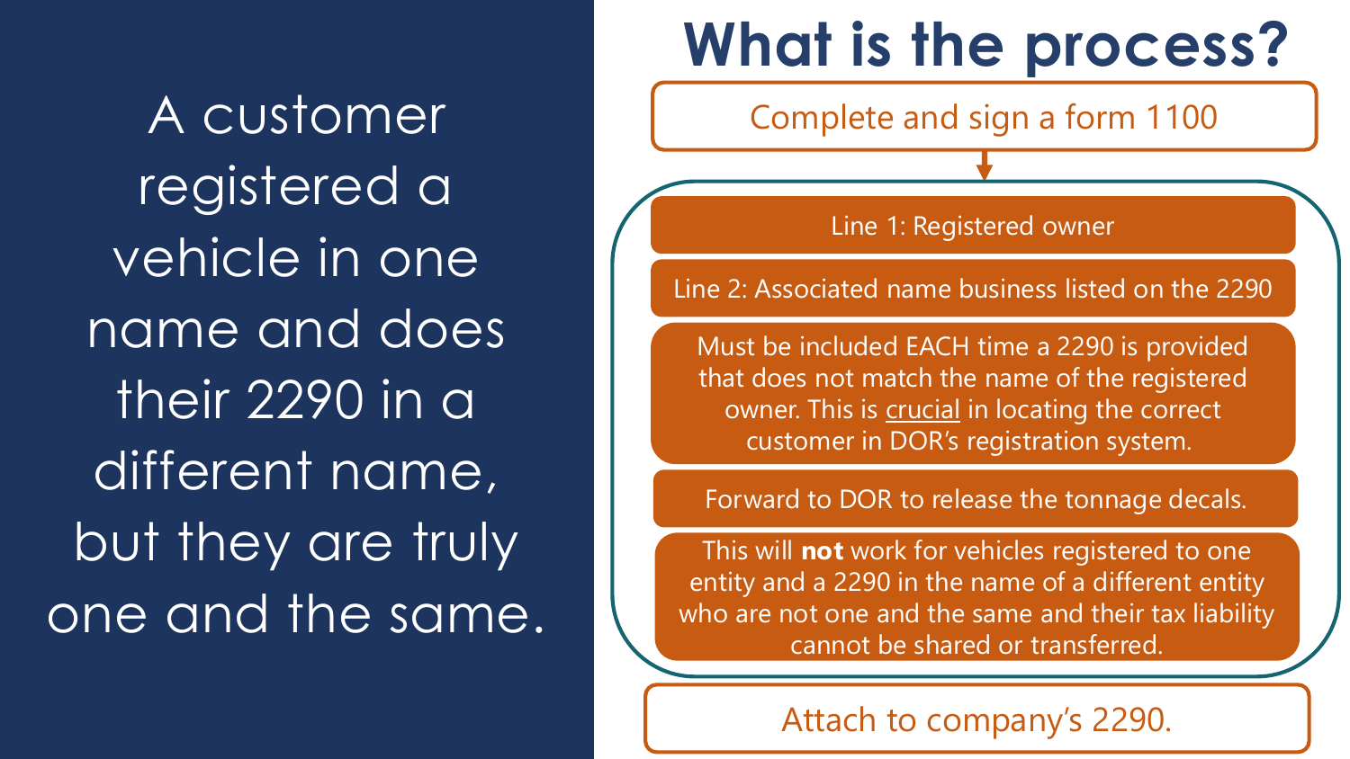A customer registered a vehicle in one name and does their 2290 in a different name, but they are truly one and the same.

# What is the process?

Complete and sign a form 1100

- Line 1: Registered owner
- Line 2: Associated name business listed on the 2290
- Must be included EACH time a 2290 is provided that does not match the name of the registered owner. This is crucial in locating the correct customer in DOR's registration system.
- Forward to DOR to release the tonnage decals.
- This will **not** work for vehicles registered to one entity and a 2290 in the name of a different entity who are not one and the same and their tax liability cannot be shared or transferred.

Attach to company's 2290.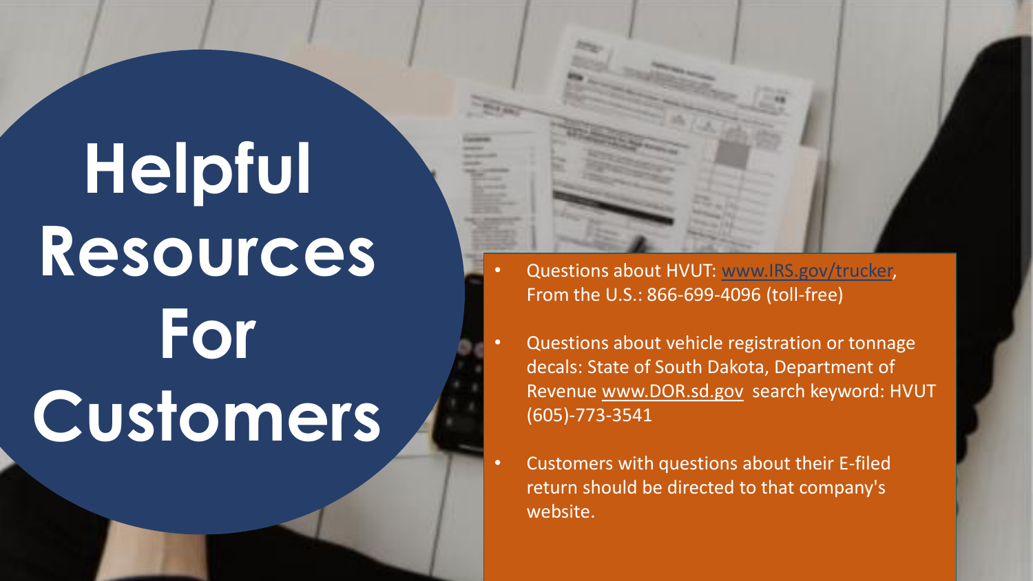# Helpful Resources For Customers

- Questions about HVUT: [www.IRS.gov/trucker](http://www.IRS.gov/trucker), From the U.S.: 866-699-4096 (toll-free)
- Questions about vehicle registration or tonnage decals: State of South Dakota, Department of Revenue [www.DOR.sd.gov](http://www.DOR.sd.gov) search keyword: HVUT (605)-773-3541
- Customers with questions about their E-filed return should be directed to that company's website.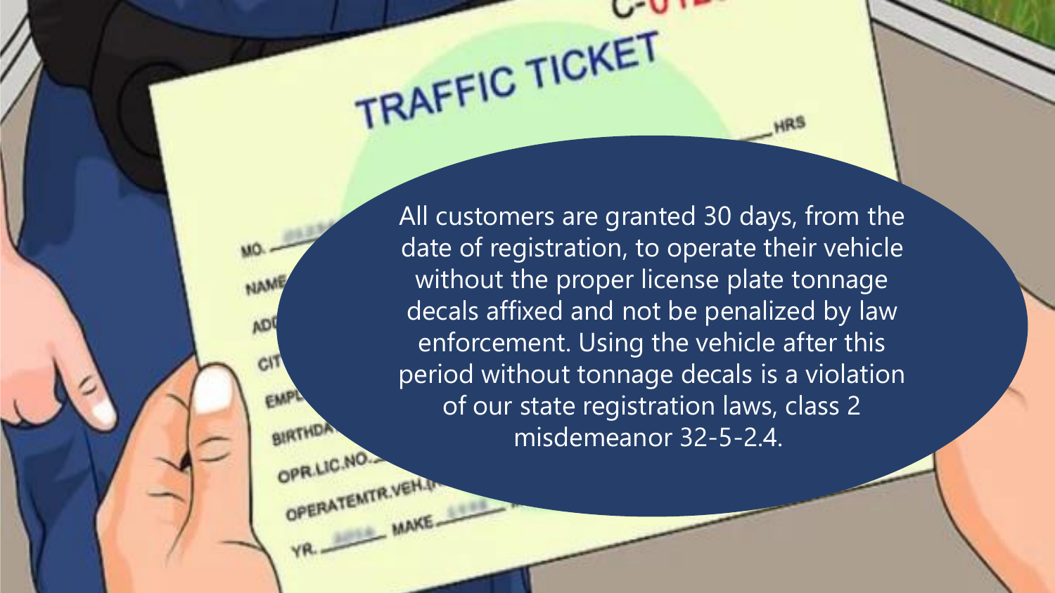All customers are granted 30 days, from the date of registration, to operate their vehicle without the proper license plate tonnage decals affixed and not be penalized by law enforcement. Using the vehicle after this period without tonnage decals is a violation of our state registration laws, class 2 misdemeanor 32-5-2.4.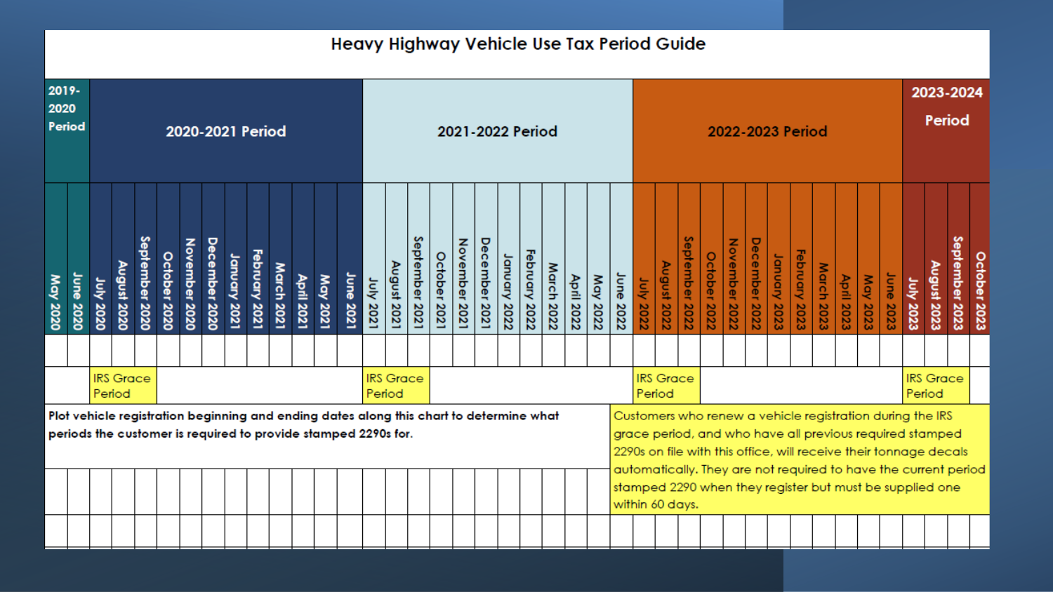# Heavy Highway Vehicle Use Tax Period Guide

| 2019-2020 Period | | 2020-2021 Period | | | | | | | | | | | | 2021-2022 Period | | | | | | | | | | | | 2022-2023 Period | | | | | | | | | | | | 2023-2024 Period | | | |
|---|---|---|---|---|---|---|---|---|---|---|---|---|---|---|---|---|---|---|---|---|---|---|---|---|---|---|---|---|---|---|---|---|---|---|---|---|---|---|---|---|---|
| May 2020 | June 2020 | July 2020 | August 2020 | September 2020 | October 2020 | November 2020 | December 2020 | January 2021 | February 2021 | March 2021 | April 2021 | May 2021 | June 2021 | July 2021 | August 2021 | September 2021 | October 2021 | November 2021 | December 2021 | January 2022 | February 2022 | March 2022 | April 2022 | May 2022 | June 2022 | July 2022 | August 2022 | September 2022 | October 2022 | November 2022 | December 2022 | January 2023 | February 2023 | March 2023 | April 2023 | May 2023 | June 2023 | July 2023 | August 2023 | September 2023 | October 2023 |
| | | | | | | | | | | | | | | | | | | | | | | | | | | | | | | | | | | | | | | | | | |
| | | IRS Grace Period | | | | | | | | | | | | IRS Grace Period | | | | | | | | | | | | IRS Grace Period | | | | | | | | | | | | IRS Grace Period | | | |

**Plot vehicle registration beginning and ending dates along this chart to determine what periods the customer is required to provide stamped 2290s for.**

Customers who renew a vehicle registration during the IRS grace period, and who have all previous required stamped 2290s on file with this office, will receive their tonnage decals automatically. They are not required to have the current period stamped 2290 when they register but must be supplied one within 60 days.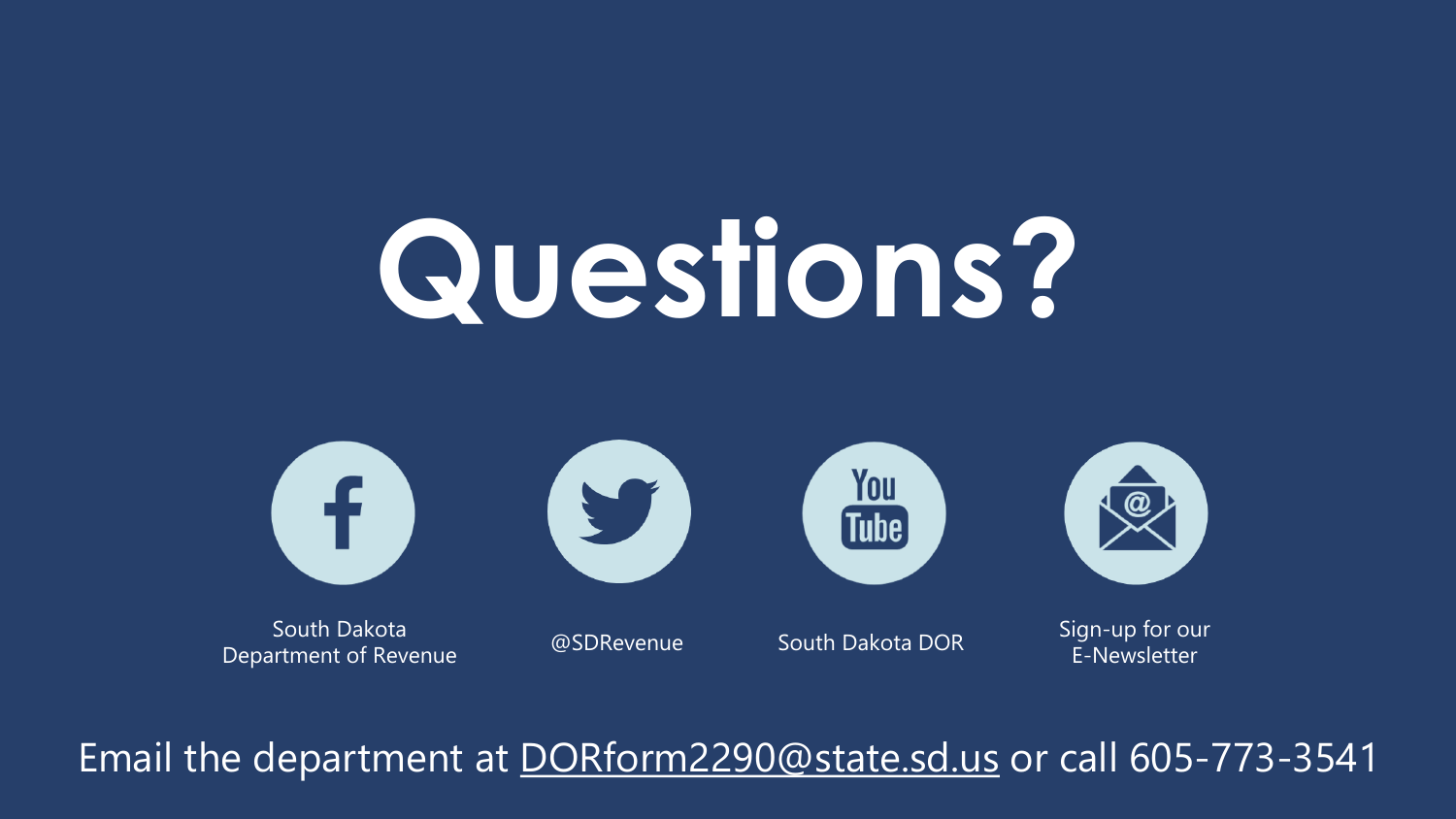# Questions?

South Dakota Department of Revenue

@SDRevenue

South Dakota DOR

Sign-up for our E-Newsletter

Email the department at DORform2290@state.sd.us or call 605-773-3541